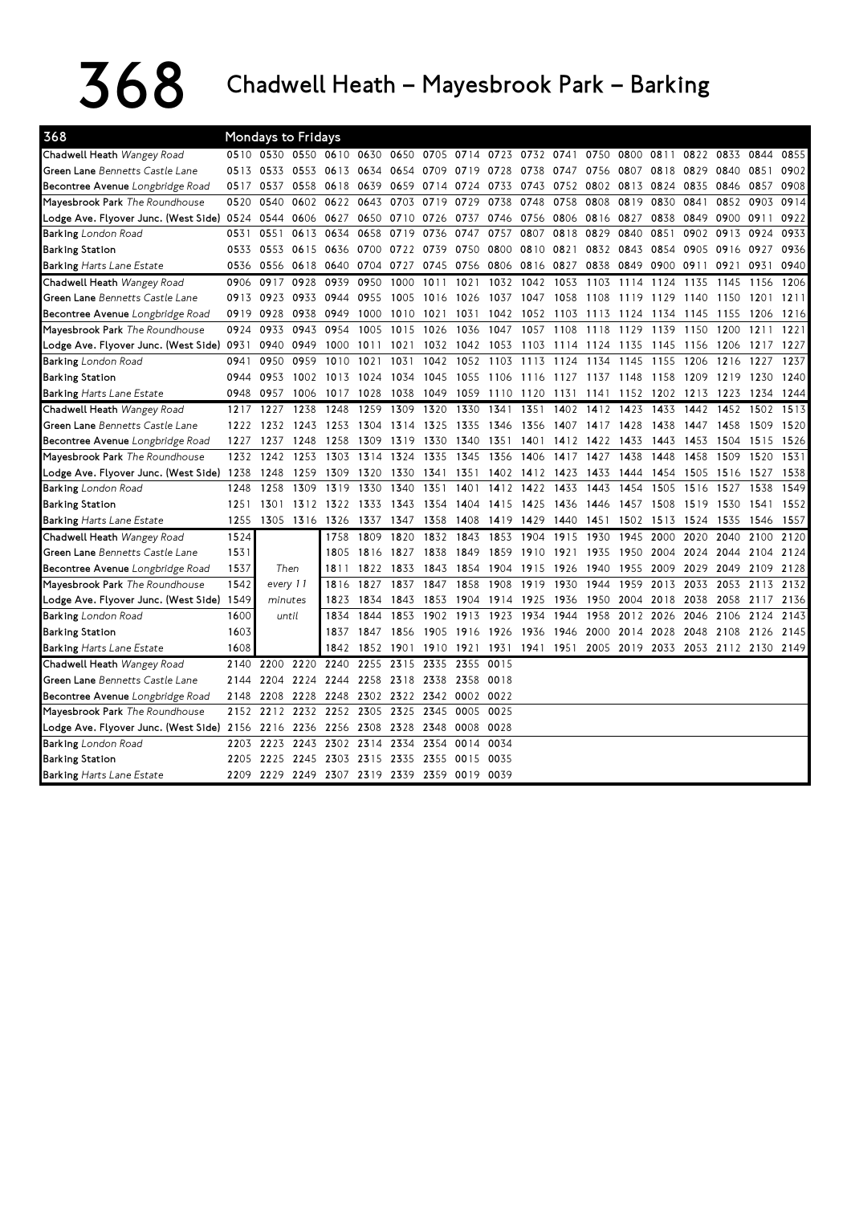# 368 Chadwell Heath – Mayesbrook Park – Barking

| 368 | Mondays to Fridays | | | | | | | | | | | | | | | | | |
|---|---|---|---|---|---|---|---|---|---|---|---|---|---|---|---|---|---|---|
| **Chadwell Heath** *Wangey Road* | 0510 | 0530 | 0550 | 0610 | 0630 | 0650 | 0705 | 0714 | 0723 | 0732 | 0741 | 0750 | 0800 | 0811 | 0822 | 0833 | 0844 | 0855 |
| **Green Lane** *Bennetts Castle Lane* | 0513 | 0533 | 0553 | 0613 | 0634 | 0654 | 0709 | 0719 | 0728 | 0738 | 0747 | 0756 | 0807 | 0818 | 0829 | 0840 | 0851 | 0902 |
| **Becontree Avenue** *Longbridge Road* | 0517 | 0537 | 0558 | 0618 | 0639 | 0659 | 0714 | 0724 | 0733 | 0743 | 0752 | 0802 | 0813 | 0824 | 0835 | 0846 | 0857 | 0908 |
| **Mayesbrook Park** *The Roundhouse* | 0520 | 0540 | 0602 | 0622 | 0643 | 0703 | 0719 | 0729 | 0738 | 0748 | 0758 | 0808 | 0819 | 0830 | 0841 | 0852 | 0903 | 0914 |
| **Lodge Ave. Flyover Junc. (West Side)** | 0524 | 0544 | 0606 | 0627 | 0650 | 0710 | 0726 | 0737 | 0746 | 0756 | 0806 | 0816 | 0827 | 0838 | 0849 | 0900 | 0911 | 0922 |
| **Barking** *London Road* | 0531 | 0551 | 0613 | 0634 | 0658 | 0719 | 0736 | 0747 | 0757 | 0807 | 0818 | 0829 | 0840 | 0851 | 0902 | 0913 | 0924 | 0933 |
| **Barking Station** | 0533 | 0553 | 0615 | 0636 | 0700 | 0722 | 0739 | 0750 | 0800 | 0810 | 0821 | 0832 | 0843 | 0854 | 0905 | 0916 | 0927 | 0936 |
| **Barking** *Harts Lane Estate* | 0536 | 0556 | 0618 | 0640 | 0704 | 0727 | 0745 | 0756 | 0806 | 0816 | 0827 | 0838 | 0849 | 0900 | 0911 | 0921 | 0931 | 0940 |
| **Chadwell Heath** *Wangey Road* | 0906 | 0917 | 0928 | 0939 | 0950 | 1000 | 1011 | 1021 | 1032 | 1042 | 1053 | 1103 | 1114 | 1124 | 1135 | 1145 | 1156 | 1206 |
| **Green Lane** *Bennetts Castle Lane* | 0913 | 0923 | 0933 | 0944 | 0955 | 1005 | 1016 | 1026 | 1037 | 1047 | 1058 | 1108 | 1119 | 1129 | 1140 | 1150 | 1201 | 1211 |
| **Becontree Avenue** *Longbridge Road* | 0919 | 0928 | 0938 | 0949 | 1000 | 1010 | 1021 | 1031 | 1042 | 1052 | 1103 | 1113 | 1124 | 1134 | 1145 | 1155 | 1206 | 1216 |
| **Mayesbrook Park** *The Roundhouse* | 0924 | 0933 | 0943 | 0954 | 1005 | 1015 | 1026 | 1036 | 1047 | 1057 | 1108 | 1118 | 1129 | 1139 | 1150 | 1200 | 1211 | 1221 |
| **Lodge Ave. Flyover Junc. (West Side)** | 0931 | 0940 | 0949 | 1000 | 1011 | 1021 | 1032 | 1042 | 1053 | 1103 | 1114 | 1124 | 1135 | 1145 | 1156 | 1206 | 1217 | 1227 |
| **Barking** *London Road* | 0941 | 0950 | 0959 | 1010 | 1021 | 1031 | 1042 | 1052 | 1103 | 1113 | 1124 | 1134 | 1145 | 1155 | 1206 | 1216 | 1227 | 1237 |
| **Barking Station** | 0944 | 0953 | 1002 | 1013 | 1024 | 1034 | 1045 | 1055 | 1106 | 1116 | 1127 | 1137 | 1148 | 1158 | 1209 | 1219 | 1230 | 1240 |
| **Barking** *Harts Lane Estate* | 0948 | 0957 | 1006 | 1017 | 1028 | 1038 | 1049 | 1059 | 1110 | 1120 | 1131 | 1141 | 1152 | 1202 | 1213 | 1223 | 1234 | 1244 |
| **Chadwell Heath** *Wangey Road* | 1217 | 1227 | 1238 | 1248 | 1259 | 1309 | 1320 | 1330 | 1341 | 1351 | 1402 | 1412 | 1423 | 1433 | 1442 | 1452 | 1502 | 1513 |
| **Green Lane** *Bennetts Castle Lane* | 1222 | 1232 | 1243 | 1253 | 1304 | 1314 | 1325 | 1335 | 1346 | 1356 | 1407 | 1417 | 1428 | 1438 | 1447 | 1458 | 1509 | 1520 |
| **Becontree Avenue** *Longbridge Road* | 1227 | 1237 | 1248 | 1258 | 1309 | 1319 | 1330 | 1340 | 1351 | 1401 | 1412 | 1422 | 1433 | 1443 | 1453 | 1504 | 1515 | 1526 |
| **Mayesbrook Park** *The Roundhouse* | 1232 | 1242 | 1253 | 1303 | 1314 | 1324 | 1335 | 1345 | 1356 | 1406 | 1417 | 1427 | 1438 | 1448 | 1458 | 1509 | 1520 | 1531 |
| **Lodge Ave. Flyover Junc. (West Side)** | 1238 | 1248 | 1259 | 1309 | 1320 | 1330 | 1341 | 1351 | 1402 | 1412 | 1423 | 1433 | 1444 | 1454 | 1505 | 1516 | 1527 | 1538 |
| **Barking** *London Road* | 1248 | 1258 | 1309 | 1319 | 1330 | 1340 | 1351 | 1401 | 1412 | 1422 | 1433 | 1443 | 1454 | 1505 | 1516 | 1527 | 1538 | 1549 |
| **Barking Station** | 1251 | 1301 | 1312 | 1322 | 1333 | 1343 | 1354 | 1404 | 1415 | 1425 | 1436 | 1446 | 1457 | 1508 | 1519 | 1530 | 1541 | 1552 |
| **Barking** *Harts Lane Estate* | 1255 | 1305 | 1316 | 1326 | 1337 | 1347 | 1358 | 1408 | 1419 | 1429 | 1440 | 1451 | 1502 | 1513 | 1524 | 1535 | 1546 | 1557 |
| **Chadwell Heath** *Wangey Road* | 1524 | | | 1758 | 1809 | 1820 | 1832 | 1843 | 1853 | 1904 | 1915 | 1930 | 1945 | 2000 | 2020 | 2040 | 2100 | 2120 |
| **Green Lane** *Bennetts Castle Lane* | 1531 | | | 1805 | 1816 | 1827 | 1838 | 1849 | 1859 | 1910 | 1921 | 1935 | 1950 | 2004 | 2024 | 2044 | 2104 | 2124 |
| **Becontree Avenue** *Longbridge Road* | 1537 | Then | | 1811 | 1822 | 1833 | 1843 | 1854 | 1904 | 1915 | 1926 | 1940 | 1955 | 2009 | 2029 | 2049 | 2109 | 2128 |
| **Mayesbrook Park** *The Roundhouse* | 1542 | every 11 | | 1816 | 1827 | 1837 | 1847 | 1858 | 1908 | 1919 | 1930 | 1944 | 1959 | 2013 | 2033 | 2053 | 2113 | 2132 |
| **Lodge Ave. Flyover Junc. (West Side)** | 1549 | minutes | | 1823 | 1834 | 1843 | 1853 | 1904 | 1914 | 1925 | 1936 | 1950 | 2004 | 2018 | 2038 | 2058 | 2117 | 2136 |
| **Barking** *London Road* | 1600 | until | | 1834 | 1844 | 1853 | 1902 | 1913 | 1923 | 1934 | 1944 | 1958 | 2012 | 2026 | 2046 | 2106 | 2124 | 2143 |
| **Barking Station** | 1603 | | | 1837 | 1847 | 1856 | 1905 | 1916 | 1926 | 1936 | 1946 | 2000 | 2014 | 2028 | 2048 | 2108 | 2126 | 2145 |
| **Barking** *Harts Lane Estate* | 1608 | | | 1842 | 1852 | 1901 | 1910 | 1921 | 1931 | 1941 | 1951 | 2005 | 2019 | 2033 | 2053 | 2112 | 2130 | 2149 |
| **Chadwell Heath** *Wangey Road* | 2140 | 2200 | 2220 | 2240 | 2255 | 2315 | 2335 | 2355 | 0015 | | | | | | | | | |
| **Green Lane** *Bennetts Castle Lane* | 2144 | 2204 | 2224 | 2244 | 2258 | 2318 | 2338 | 2358 | 0018 | | | | | | | | | |
| **Becontree Avenue** *Longbridge Road* | 2148 | 2208 | 2228 | 2248 | 2302 | 2322 | 2342 | 0002 | 0022 | | | | | | | | | |
| **Mayesbrook Park** *The Roundhouse* | 2152 | 2212 | 2232 | 2252 | 2305 | 2325 | 2345 | 0005 | 0025 | | | | | | | | | |
| **Lodge Ave. Flyover Junc. (West Side)** | 2156 | 2216 | 2236 | 2256 | 2308 | 2328 | 2348 | 0008 | 0028 | | | | | | | | | |
| **Barking** *London Road* | 2203 | 2223 | 2243 | 2302 | 2314 | 2334 | 2354 | 0014 | 0034 | | | | | | | | | |
| **Barking Station** | 2205 | 2225 | 2245 | 2303 | 2315 | 2335 | 2355 | 0015 | 0035 | | | | | | | | | |
| **Barking** *Harts Lane Estate* | 2209 | 2229 | 2249 | 2307 | 2319 | 2339 | 2359 | 0019 | 0039 | | | | | | | | | |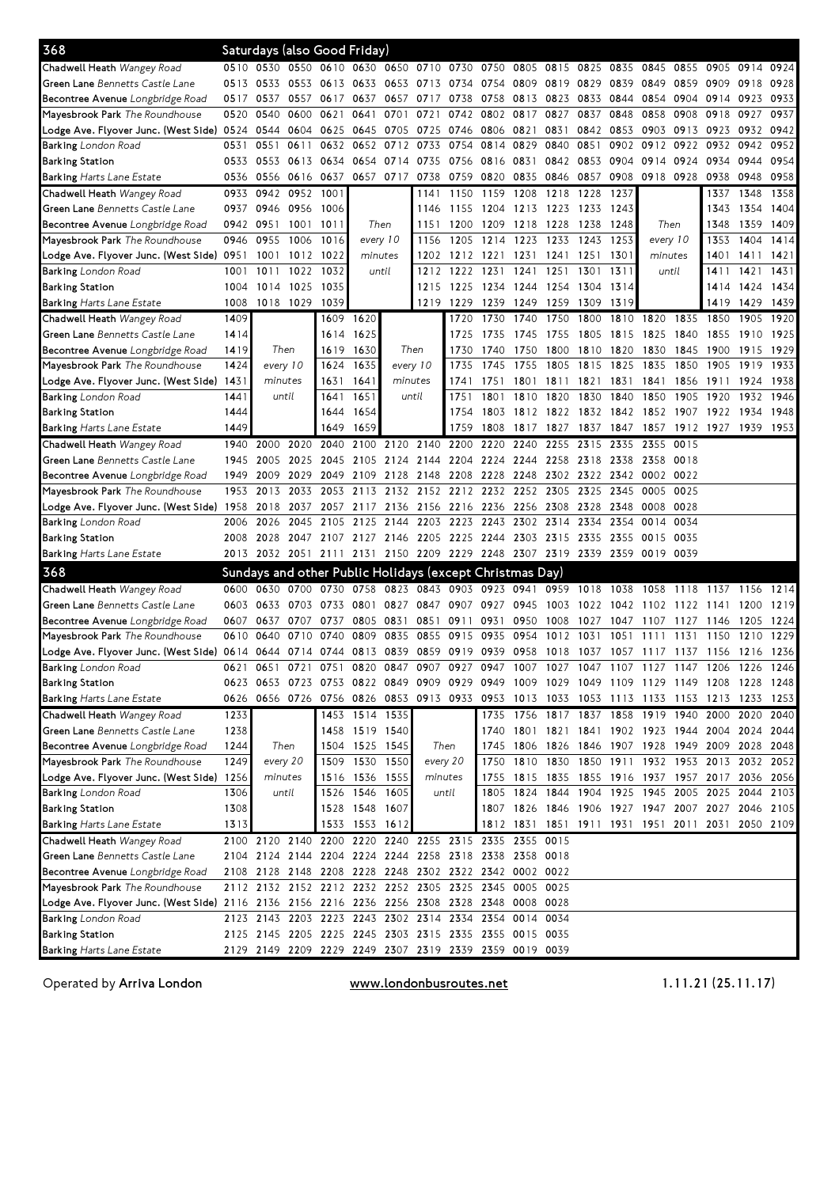## 368 Saturdays (also Good Friday)

| Stop | | | | | | | | | | | | | | | | | | |
|---|---|---|---|---|---|---|---|---|---|---|---|---|---|---|---|---|---|---|
| Chadwell Heath *Wangey Road* | 0510 | 0530 | 0550 | 0610 | 0630 | 0650 | 0710 | 0730 | 0750 | 0805 | 0815 | 0825 | 0835 | 0845 | 0855 | 0905 | 0914 | 0924 |
| Green Lane *Bennetts Castle Lane* | 0513 | 0533 | 0553 | 0613 | 0633 | 0653 | 0713 | 0734 | 0754 | 0809 | 0819 | 0829 | 0839 | 0849 | 0859 | 0909 | 0918 | 0928 |
| Becontree Avenue *Longbridge Road* | 0517 | 0537 | 0557 | 0617 | 0637 | 0657 | 0717 | 0738 | 0758 | 0813 | 0823 | 0833 | 0844 | 0854 | 0904 | 0914 | 0923 | 0933 |
| Mayesbrook Park *The Roundhouse* | 0520 | 0540 | 0600 | 0621 | 0641 | 0701 | 0721 | 0742 | 0802 | 0817 | 0827 | 0837 | 0848 | 0858 | 0908 | 0918 | 0927 | 0937 |
| Lodge Ave. Flyover Junc. (West Side) | 0524 | 0544 | 0604 | 0625 | 0645 | 0705 | 0725 | 0746 | 0806 | 0821 | 0831 | 0842 | 0853 | 0903 | 0913 | 0923 | 0932 | 0942 |
| Barking *London Road* | 0531 | 0551 | 0611 | 0632 | 0652 | 0712 | 0733 | 0754 | 0814 | 0829 | 0840 | 0851 | 0902 | 0912 | 0922 | 0932 | 0942 | 0952 |
| Barking Station | 0533 | 0553 | 0613 | 0634 | 0654 | 0714 | 0735 | 0756 | 0816 | 0831 | 0842 | 0853 | 0904 | 0914 | 0924 | 0934 | 0944 | 0954 |
| Barking *Harts Lane Estate* | 0536 | 0556 | 0616 | 0637 | 0657 | 0717 | 0738 | 0759 | 0820 | 0835 | 0846 | 0857 | 0908 | 0918 | 0928 | 0938 | 0948 | 0958 |

| Stop | | | | | | | | | | | | | | | | | | |
|---|---|---|---|---|---|---|---|---|---|---|---|---|---|---|---|---|---|---|
| Chadwell Heath *Wangey Road* | 0933 | 0942 | 0952 | 1001 | Then | | 1141 | 1150 | 1159 | 1208 | 1218 | 1228 | 1237 | Then | | 1337 | 1348 | 1358 |
| Green Lane *Bennetts Castle Lane* | 0937 | 0946 | 0956 | 1006 | every 10 | | 1146 | 1155 | 1204 | 1213 | 1223 | 1233 | 1243 | every 10 | | 1343 | 1354 | 1404 |
| Becontree Avenue *Longbridge Road* | 0942 | 0951 | 1001 | 1011 | minutes | | 1151 | 1200 | 1209 | 1218 | 1228 | 1238 | 1248 | minutes | | 1348 | 1359 | 1409 |
| Mayesbrook Park *The Roundhouse* | 0946 | 0955 | 1006 | 1016 | until | | 1156 | 1205 | 1214 | 1223 | 1233 | 1243 | 1253 | until | | 1353 | 1404 | 1414 |
| Lodge Ave. Flyover Junc. (West Side) | 0951 | 1001 | 1012 | 1022 | | | 1202 | 1212 | 1221 | 1231 | 1241 | 1251 | 1301 | | | 1401 | 1411 | 1421 |
| Barking *London Road* | 1001 | 1011 | 1022 | 1032 | | | 1212 | 1222 | 1231 | 1241 | 1251 | 1301 | 1311 | | | 1411 | 1421 | 1431 |
| Barking Station | 1004 | 1014 | 1025 | 1035 | | | 1215 | 1225 | 1234 | 1244 | 1254 | 1304 | 1314 | | | 1414 | 1424 | 1434 |
| Barking *Harts Lane Estate* | 1008 | 1018 | 1029 | 1039 | | | 1219 | 1229 | 1239 | 1249 | 1259 | 1309 | 1319 | | | 1419 | 1429 | 1439 |

| Stop | | | | | | | | | | | | | | | | | | |
|---|---|---|---|---|---|---|---|---|---|---|---|---|---|---|---|---|---|---|
| Chadwell Heath *Wangey Road* | 1409 | Then | | 1609 | 1620 | Then | | 1720 | 1730 | 1740 | 1750 | 1800 | 1810 | 1820 | 1835 | 1850 | 1905 | 1920 |
| Green Lane *Bennetts Castle Lane* | 1414 | every 10 | | 1614 | 1625 | every 10 | | 1725 | 1735 | 1745 | 1755 | 1805 | 1815 | 1825 | 1840 | 1855 | 1910 | 1925 |
| Becontree Avenue *Longbridge Road* | 1419 | minutes | | 1619 | 1630 | minutes | | 1730 | 1740 | 1750 | 1800 | 1810 | 1820 | 1830 | 1845 | 1900 | 1915 | 1929 |
| Mayesbrook Park *The Roundhouse* | 1424 | until | | 1624 | 1635 | until | | 1735 | 1745 | 1755 | 1805 | 1815 | 1825 | 1835 | 1850 | 1905 | 1919 | 1933 |
| Lodge Ave. Flyover Junc. (West Side) | 1431 | | | 1631 | 1641 | | | 1741 | 1751 | 1801 | 1811 | 1821 | 1831 | 1841 | 1856 | 1911 | 1924 | 1938 |
| Barking *London Road* | 1441 | | | 1641 | 1651 | | | 1751 | 1801 | 1810 | 1820 | 1830 | 1840 | 1850 | 1905 | 1920 | 1932 | 1946 |
| Barking Station | 1444 | | | 1644 | 1654 | | | 1754 | 1803 | 1812 | 1822 | 1832 | 1842 | 1852 | 1907 | 1922 | 1934 | 1948 |
| Barking *Harts Lane Estate* | 1449 | | | 1649 | 1659 | | | 1759 | 1808 | 1817 | 1827 | 1837 | 1847 | 1857 | 1912 | 1927 | 1939 | 1953 |

| Stop | | | | | | | | | | | | | | | |
|---|---|---|---|---|---|---|---|---|---|---|---|---|---|---|---|
| Chadwell Heath *Wangey Road* | 1940 | 2000 | 2020 | 2040 | 2100 | 2120 | 2140 | 2200 | 2220 | 2240 | 2255 | 2315 | 2335 | 2355 | 0015 |
| Green Lane *Bennetts Castle Lane* | 1945 | 2005 | 2025 | 2045 | 2105 | 2124 | 2144 | 2204 | 2224 | 2244 | 2258 | 2318 | 2338 | 2358 | 0018 |
| Becontree Avenue *Longbridge Road* | 1949 | 2009 | 2029 | 2049 | 2109 | 2128 | 2148 | 2208 | 2228 | 2248 | 2302 | 2322 | 2342 | 0002 | 0022 |
| Mayesbrook Park *The Roundhouse* | 1953 | 2013 | 2033 | 2053 | 2113 | 2132 | 2152 | 2212 | 2232 | 2252 | 2305 | 2325 | 2345 | 0005 | 0025 |
| Lodge Ave. Flyover Junc. (West Side) | 1958 | 2018 | 2037 | 2057 | 2117 | 2136 | 2156 | 2216 | 2236 | 2256 | 2308 | 2328 | 2348 | 0008 | 0028 |
| Barking *London Road* | 2006 | 2026 | 2045 | 2105 | 2125 | 2144 | 2203 | 2223 | 2243 | 2302 | 2314 | 2334 | 2354 | 0014 | 0034 |
| Barking Station | 2008 | 2028 | 2047 | 2107 | 2127 | 2146 | 2205 | 2225 | 2244 | 2303 | 2315 | 2335 | 2355 | 0015 | 0035 |
| Barking *Harts Lane Estate* | 2013 | 2032 | 2051 | 2111 | 2131 | 2150 | 2209 | 2229 | 2248 | 2307 | 2319 | 2339 | 2359 | 0019 | 0039 |

## 368 Sundays and other Public Holidays (except Christmas Day)

| Stop | | | | | | | | | | | | | | | | | | |
|---|---|---|---|---|---|---|---|---|---|---|---|---|---|---|---|---|---|---|
| Chadwell Heath *Wangey Road* | 0600 | 0630 | 0700 | 0730 | 0758 | 0823 | 0843 | 0903 | 0923 | 0941 | 0959 | 1018 | 1038 | 1058 | 1118 | 1137 | 1156 | 1214 |
| Green Lane *Bennetts Castle Lane* | 0603 | 0633 | 0703 | 0733 | 0801 | 0827 | 0847 | 0907 | 0927 | 0945 | 1003 | 1022 | 1042 | 1102 | 1122 | 1141 | 1200 | 1219 |
| Becontree Avenue *Longbridge Road* | 0607 | 0637 | 0707 | 0737 | 0805 | 0831 | 0851 | 0911 | 0931 | 0950 | 1008 | 1027 | 1047 | 1107 | 1127 | 1146 | 1205 | 1224 |
| Mayesbrook Park *The Roundhouse* | 0610 | 0640 | 0710 | 0740 | 0809 | 0835 | 0855 | 0915 | 0935 | 0954 | 1012 | 1031 | 1051 | 1111 | 1131 | 1150 | 1210 | 1229 |
| Lodge Ave. Flyover Junc. (West Side) | 0614 | 0644 | 0714 | 0744 | 0813 | 0839 | 0859 | 0919 | 0939 | 0958 | 1018 | 1037 | 1057 | 1117 | 1137 | 1156 | 1216 | 1236 |
| Barking *London Road* | 0621 | 0651 | 0721 | 0751 | 0820 | 0847 | 0907 | 0927 | 0947 | 1007 | 1027 | 1047 | 1107 | 1127 | 1147 | 1206 | 1226 | 1246 |
| Barking Station | 0623 | 0653 | 0723 | 0753 | 0822 | 0849 | 0909 | 0929 | 0949 | 1009 | 1029 | 1049 | 1109 | 1129 | 1149 | 1208 | 1228 | 1248 |
| Barking *Harts Lane Estate* | 0626 | 0656 | 0726 | 0756 | 0826 | 0853 | 0913 | 0933 | 0953 | 1013 | 1033 | 1053 | 1113 | 1133 | 1153 | 1213 | 1233 | 1253 |

| Stop | | | | | | | | | | | | | | | | | | |
|---|---|---|---|---|---|---|---|---|---|---|---|---|---|---|---|---|---|---|
| Chadwell Heath *Wangey Road* | 1233 | Then | | 1453 | 1514 | 1535 | Then | | 1735 | 1756 | 1817 | 1837 | 1858 | 1919 | 1940 | 2000 | 2020 | 2040 |
| Green Lane *Bennetts Castle Lane* | 1238 | every 20 | | 1458 | 1519 | 1540 | every 20 | | 1740 | 1801 | 1821 | 1841 | 1902 | 1923 | 1944 | 2004 | 2024 | 2044 |
| Becontree Avenue *Longbridge Road* | 1244 | minutes | | 1504 | 1525 | 1545 | minutes | | 1745 | 1806 | 1826 | 1846 | 1907 | 1928 | 1949 | 2009 | 2028 | 2048 |
| Mayesbrook Park *The Roundhouse* | 1249 | until | | 1509 | 1530 | 1550 | until | | 1750 | 1810 | 1830 | 1850 | 1911 | 1932 | 1953 | 2013 | 2032 | 2052 |
| Lodge Ave. Flyover Junc. (West Side) | 1256 | | | 1516 | 1536 | 1555 | | | 1755 | 1815 | 1835 | 1855 | 1916 | 1937 | 1957 | 2017 | 2036 | 2056 |
| Barking *London Road* | 1306 | | | 1526 | 1546 | 1605 | | | 1805 | 1824 | 1844 | 1904 | 1925 | 1945 | 2005 | 2025 | 2044 | 2103 |
| Barking Station | 1308 | | | 1528 | 1548 | 1607 | | | 1807 | 1826 | 1846 | 1906 | 1927 | 1947 | 2007 | 2027 | 2046 | 2105 |
| Barking *Harts Lane Estate* | 1313 | | | 1533 | 1553 | 1612 | | | 1812 | 1831 | 1851 | 1911 | 1931 | 1951 | 2011 | 2031 | 2050 | 2109 |

| Stop | | | | | | | | | | | |
|---|---|---|---|---|---|---|---|---|---|---|---|
| Chadwell Heath *Wangey Road* | 2100 | 2120 | 2140 | 2200 | 2220 | 2240 | 2255 | 2315 | 2335 | 2355 | 0015 |
| Green Lane *Bennetts Castle Lane* | 2104 | 2124 | 2144 | 2204 | 2224 | 2244 | 2258 | 2318 | 2338 | 2358 | 0018 |
| Becontree Avenue *Longbridge Road* | 2108 | 2128 | 2148 | 2208 | 2228 | 2248 | 2302 | 2322 | 2342 | 0002 | 0022 |
| Mayesbrook Park *The Roundhouse* | 2112 | 2132 | 2152 | 2212 | 2232 | 2252 | 2305 | 2325 | 2345 | 0005 | 0025 |
| Lodge Ave. Flyover Junc. (West Side) | 2116 | 2136 | 2156 | 2216 | 2236 | 2256 | 2308 | 2328 | 2348 | 0008 | 0028 |
| Barking *London Road* | 2123 | 2143 | 2203 | 2223 | 2243 | 2302 | 2314 | 2334 | 2354 | 0014 | 0034 |
| Barking Station | 2125 | 2145 | 2205 | 2225 | 2245 | 2303 | 2315 | 2335 | 2355 | 0015 | 0035 |
| Barking *Harts Lane Estate* | 2129 | 2149 | 2209 | 2229 | 2249 | 2307 | 2319 | 2339 | 2359 | 0019 | 0039 |

Operated by **Arriva London** www.londonbusroutes.net 1.11.21 (25.11.17)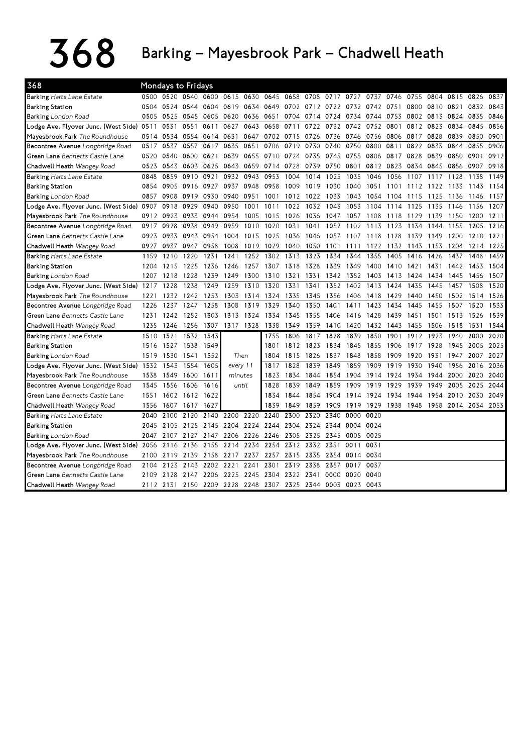# 368 Barking – Mayesbrook Park – Chadwell Heath

| 368 | Mondays to Fridays | | | | | | | | | | | | | | | | | |
|---|---|---|---|---|---|---|---|---|---|---|---|---|---|---|---|---|---|---|
| **Barking** *Harts Lane Estate* | 0500 | 0520 | 0540 | 0600 | 0615 | 0630 | 0645 | 0658 | 0708 | 0717 | 0727 | 0737 | 0746 | 0755 | 0804 | 0815 | 0826 | 0837 |
| **Barking Station** | 0504 | 0524 | 0544 | 0604 | 0619 | 0634 | 0649 | 0702 | 0712 | 0722 | 0732 | 0742 | 0751 | 0800 | 0810 | 0821 | 0832 | 0843 |
| **Barking** *London Road* | 0505 | 0525 | 0545 | 0605 | 0620 | 0636 | 0651 | 0704 | 0714 | 0724 | 0734 | 0744 | 0753 | 0802 | 0813 | 0824 | 0835 | 0846 |
| **Lodge Ave. Flyover Junc. (West Side)** | 0511 | 0531 | 0551 | 0611 | 0627 | 0643 | 0658 | 0711 | 0722 | 0732 | 0742 | 0752 | 0801 | 0812 | 0823 | 0834 | 0845 | 0856 |
| **Mayesbrook Park** *The Roundhouse* | 0514 | 0534 | 0554 | 0614 | 0631 | 0647 | 0702 | 0715 | 0726 | 0736 | 0746 | 0756 | 0806 | 0817 | 0828 | 0839 | 0850 | 0901 |
| **Becontree Avenue** *Longbridge Road* | 0517 | 0537 | 0557 | 0617 | 0635 | 0651 | 0706 | 0719 | 0730 | 0740 | 0750 | 0800 | 0811 | 0822 | 0833 | 0844 | 0855 | 0906 |
| **Green Lane** *Bennetts Castle Lane* | 0520 | 0540 | 0600 | 0621 | 0639 | 0655 | 0710 | 0724 | 0735 | 0745 | 0755 | 0806 | 0817 | 0828 | 0839 | 0850 | 0901 | 0912 |
| **Chadwell Heath** *Wangey Road* | 0523 | 0543 | 0603 | 0625 | 0643 | 0659 | 0714 | 0728 | 0739 | 0750 | 0801 | 0812 | 0823 | 0834 | 0845 | 0856 | 0907 | 0918 |
| **Barking** *Harts Lane Estate* | 0848 | 0859 | 0910 | 0921 | 0932 | 0943 | 0953 | 1004 | 1014 | 1025 | 1035 | 1046 | 1056 | 1107 | 1117 | 1128 | 1138 | 1149 |
| **Barking Station** | 0854 | 0905 | 0916 | 0927 | 0937 | 0948 | 0958 | 1009 | 1019 | 1030 | 1040 | 1051 | 1101 | 1112 | 1122 | 1133 | 1143 | 1154 |
| **Barking** *London Road* | 0857 | 0908 | 0919 | 0930 | 0940 | 0951 | 1001 | 1012 | 1022 | 1033 | 1043 | 1054 | 1104 | 1115 | 1125 | 1136 | 1146 | 1157 |
| **Lodge Ave. Flyover Junc. (West Side)** | 0907 | 0918 | 0929 | 0940 | 0950 | 1001 | 1011 | 1022 | 1032 | 1043 | 1053 | 1104 | 1114 | 1125 | 1135 | 1146 | 1156 | 1207 |
| **Mayesbrook Park** *The Roundhouse* | 0912 | 0923 | 0933 | 0944 | 0954 | 1005 | 1015 | 1026 | 1036 | 1047 | 1057 | 1108 | 1118 | 1129 | 1139 | 1150 | 1200 | 1211 |
| **Becontree Avenue** *Longbridge Road* | 0917 | 0928 | 0938 | 0949 | 0959 | 1010 | 1020 | 1031 | 1041 | 1052 | 1102 | 1113 | 1123 | 1134 | 1144 | 1155 | 1205 | 1216 |
| **Green Lane** *Bennetts Castle Lane* | 0923 | 0933 | 0943 | 0954 | 1004 | 1015 | 1025 | 1036 | 1046 | 1057 | 1107 | 1118 | 1128 | 1139 | 1149 | 1200 | 1210 | 1221 |
| **Chadwell Heath** *Wangey Road* | 0927 | 0937 | 0947 | 0958 | 1008 | 1019 | 1029 | 1040 | 1050 | 1101 | 1111 | 1122 | 1132 | 1143 | 1153 | 1204 | 1214 | 1225 |
| **Barking** *Harts Lane Estate* | 1159 | 1210 | 1220 | 1231 | 1241 | 1252 | 1302 | 1313 | 1323 | 1334 | 1344 | 1355 | 1405 | 1416 | 1426 | 1437 | 1448 | 1459 |
| **Barking Station** | 1204 | 1215 | 1225 | 1236 | 1246 | 1257 | 1307 | 1318 | 1328 | 1339 | 1349 | 1400 | 1410 | 1421 | 1431 | 1442 | 1453 | 1504 |
| **Barking** *London Road* | 1207 | 1218 | 1228 | 1239 | 1249 | 1300 | 1310 | 1321 | 1331 | 1342 | 1352 | 1403 | 1413 | 1424 | 1434 | 1445 | 1456 | 1507 |
| **Lodge Ave. Flyover Junc. (West Side)** | 1217 | 1228 | 1238 | 1249 | 1259 | 1310 | 1320 | 1331 | 1341 | 1352 | 1402 | 1413 | 1424 | 1435 | 1445 | 1457 | 1508 | 1520 |
| **Mayesbrook Park** *The Roundhouse* | 1221 | 1232 | 1242 | 1253 | 1303 | 1314 | 1324 | 1335 | 1345 | 1356 | 1406 | 1418 | 1429 | 1440 | 1450 | 1502 | 1514 | 1526 |
| **Becontree Avenue** *Longbridge Road* | 1226 | 1237 | 1247 | 1258 | 1308 | 1319 | 1329 | 1340 | 1350 | 1401 | 1411 | 1423 | 1434 | 1445 | 1455 | 1507 | 1520 | 1533 |
| **Green Lane** *Bennetts Castle Lane* | 1231 | 1242 | 1252 | 1303 | 1313 | 1324 | 1334 | 1345 | 1355 | 1406 | 1416 | 1428 | 1439 | 1451 | 1501 | 1513 | 1526 | 1539 |
| **Chadwell Heath** *Wangey Road* | 1235 | 1246 | 1256 | 1307 | 1317 | 1328 | 1338 | 1349 | 1359 | 1410 | 1420 | 1432 | 1443 | 1455 | 1506 | 1518 | 1531 | 1544 |
| **Barking** *Harts Lane Estate* | 1510 | 1521 | 1532 | 1543 | | | 1755 | 1806 | 1817 | 1828 | 1839 | 1850 | 1901 | 1912 | 1923 | 1940 | 2000 | 2020 |
| **Barking Station** | 1516 | 1527 | 1538 | 1549 | | | 1801 | 1812 | 1823 | 1834 | 1845 | 1855 | 1906 | 1917 | 1928 | 1945 | 2005 | 2025 |
| **Barking** *London Road* | 1519 | 1530 | 1541 | 1552 | Then | | 1804 | 1815 | 1826 | 1837 | 1848 | 1858 | 1909 | 1920 | 1931 | 1947 | 2007 | 2027 |
| **Lodge Ave. Flyover Junc. (West Side)** | 1532 | 1543 | 1554 | 1605 | every 11 | | 1817 | 1828 | 1839 | 1849 | 1859 | 1909 | 1919 | 1930 | 1940 | 1956 | 2016 | 2036 |
| **Mayesbrook Park** *The Roundhouse* | 1538 | 1549 | 1600 | 1611 | minutes | | 1823 | 1834 | 1844 | 1854 | 1904 | 1914 | 1924 | 1934 | 1944 | 2000 | 2020 | 2040 |
| **Becontree Avenue** *Longbridge Road* | 1545 | 1556 | 1606 | 1616 | until | | 1828 | 1839 | 1849 | 1859 | 1909 | 1919 | 1929 | 1939 | 1949 | 2005 | 2025 | 2044 |
| **Green Lane** *Bennetts Castle Lane* | 1551 | 1602 | 1612 | 1622 | | | 1834 | 1844 | 1854 | 1904 | 1914 | 1924 | 1934 | 1944 | 1954 | 2010 | 2030 | 2049 |
| **Chadwell Heath** *Wangey Road* | 1556 | 1607 | 1617 | 1627 | | | 1839 | 1849 | 1859 | 1909 | 1919 | 1929 | 1938 | 1948 | 1958 | 2014 | 2034 | 2053 |
| **Barking** *Harts Lane Estate* | 2040 | 2100 | 2120 | 2140 | 2200 | 2220 | 2240 | 2300 | 2320 | 2340 | 0000 | 0020 | | | | | | |
| **Barking Station** | 2045 | 2105 | 2125 | 2145 | 2204 | 2224 | 2244 | 2304 | 2324 | 2344 | 0004 | 0024 | | | | | | |
| **Barking** *London Road* | 2047 | 2107 | 2127 | 2147 | 2206 | 2226 | 2246 | 2305 | 2325 | 2345 | 0005 | 0025 | | | | | | |
| **Lodge Ave. Flyover Junc. (West Side)** | 2056 | 2116 | 2136 | 2155 | 2214 | 2234 | 2254 | 2312 | 2332 | 2351 | 0011 | 0031 | | | | | | |
| **Mayesbrook Park** *The Roundhouse* | 2100 | 2119 | 2139 | 2158 | 2217 | 2237 | 2257 | 2315 | 2335 | 2354 | 0014 | 0034 | | | | | | |
| **Becontree Avenue** *Longbridge Road* | 2104 | 2123 | 2143 | 2202 | 2221 | 2241 | 2301 | 2319 | 2338 | 2357 | 0017 | 0037 | | | | | | |
| **Green Lane** *Bennetts Castle Lane* | 2109 | 2128 | 2147 | 2206 | 2225 | 2245 | 2304 | 2322 | 2341 | 0000 | 0020 | 0040 | | | | | | |
| **Chadwell Heath** *Wangey Road* | 2112 | 2131 | 2150 | 2209 | 2228 | 2248 | 2307 | 2325 | 2344 | 0003 | 0023 | 0043 | | | | | | |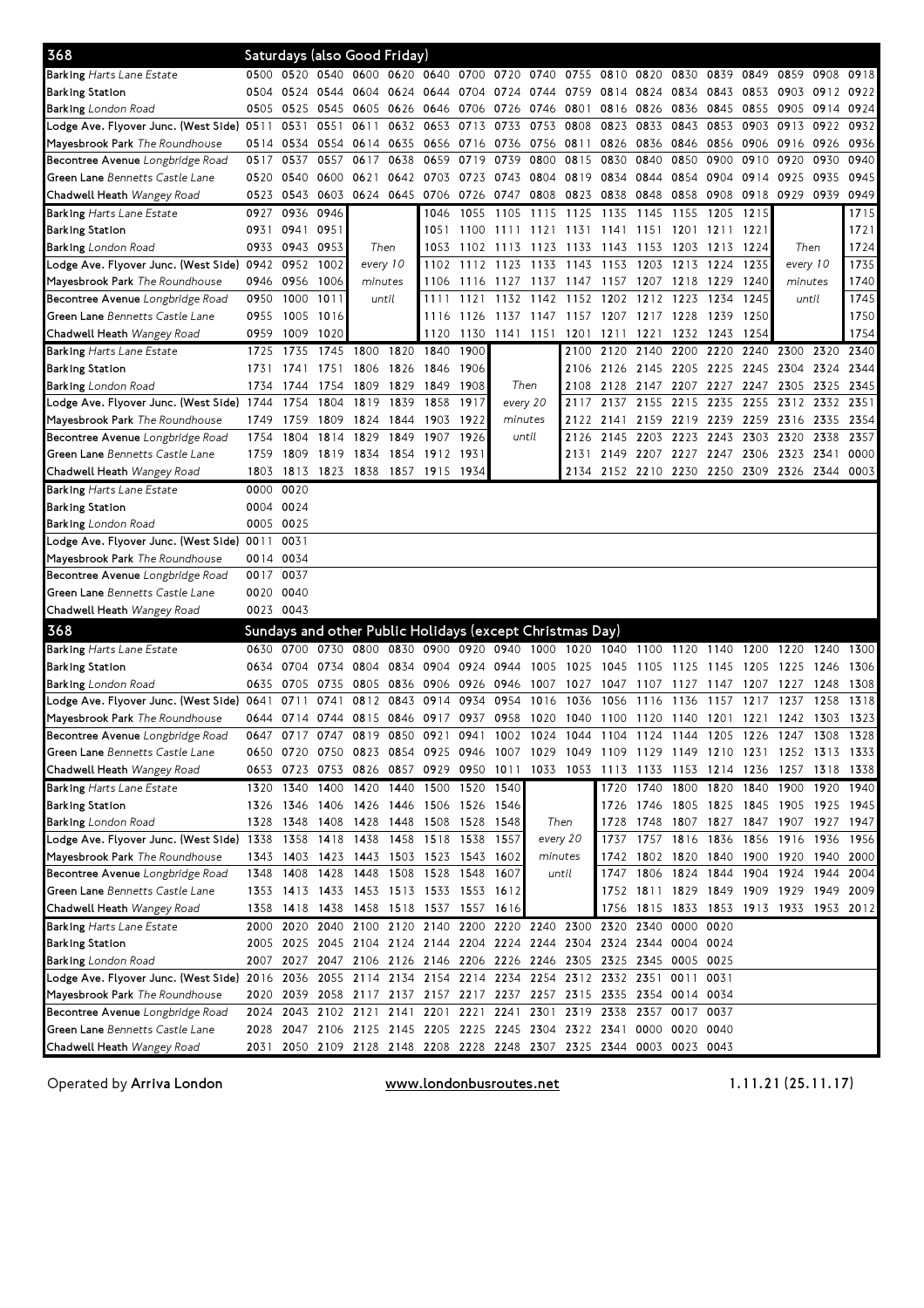## 368 Saturdays (also Good Friday)

| | | | | | | | | | | | | | | | | | | |
|---|---|---|---|---|---|---|---|---|---|---|---|---|---|---|---|---|---|---|
| **Barking** *Harts Lane Estate* | 0500 | 0520 | 0540 | 0600 | 0620 | 0640 | 0700 | 0720 | 0740 | 0755 | 0810 | 0820 | 0830 | 0839 | 0849 | 0859 | 0908 | 0918 |
| **Barking Station** | 0504 | 0524 | 0544 | 0604 | 0624 | 0644 | 0704 | 0724 | 0744 | 0759 | 0814 | 0824 | 0834 | 0843 | 0853 | 0903 | 0912 | 0922 |
| **Barking** *London Road* | 0505 | 0525 | 0545 | 0605 | 0626 | 0646 | 0706 | 0726 | 0746 | 0801 | 0816 | 0826 | 0836 | 0845 | 0855 | 0905 | 0914 | 0924 |
| **Lodge Ave. Flyover Junc. (West Side)** | 0511 | 0531 | 0551 | 0611 | 0632 | 0653 | 0713 | 0733 | 0753 | 0808 | 0823 | 0833 | 0843 | 0853 | 0903 | 0913 | 0922 | 0932 |
| **Mayesbrook Park** *The Roundhouse* | 0514 | 0534 | 0554 | 0614 | 0635 | 0656 | 0716 | 0736 | 0756 | 0811 | 0826 | 0836 | 0846 | 0856 | 0906 | 0916 | 0926 | 0936 |
| **Becontree Avenue** *Longbridge Road* | 0517 | 0537 | 0557 | 0617 | 0638 | 0659 | 0719 | 0739 | 0800 | 0815 | 0830 | 0840 | 0850 | 0900 | 0910 | 0920 | 0930 | 0940 |
| **Green Lane** *Bennetts Castle Lane* | 0520 | 0540 | 0600 | 0621 | 0642 | 0703 | 0723 | 0743 | 0804 | 0819 | 0834 | 0844 | 0854 | 0904 | 0914 | 0925 | 0935 | 0945 |
| **Chadwell Heath** *Wangey Road* | 0523 | 0543 | 0603 | 0624 | 0645 | 0706 | 0726 | 0747 | 0808 | 0823 | 0838 | 0848 | 0858 | 0908 | 0918 | 0929 | 0939 | 0949 |

| | | | | | | | | | | | | | | | | |
|---|---|---|---|---|---|---|---|---|---|---|---|---|---|---|---|---|
| **Barking** *Harts Lane Estate* | 0927 | 0936 | 0946 | | 1046 | 1055 | 1105 | 1115 | 1125 | 1135 | 1145 | 1155 | 1205 | 1215 | | 1715 |
| **Barking Station** | 0931 | 0941 | 0951 | | 1051 | 1100 | 1111 | 1121 | 1131 | 1141 | 1151 | 1201 | 1211 | 1221 | | 1721 |
| **Barking** *London Road* | 0933 | 0943 | 0953 | Then | 1053 | 1102 | 1113 | 1123 | 1133 | 1143 | 1153 | 1203 | 1213 | 1224 | Then | 1724 |
| **Lodge Ave. Flyover Junc. (West Side)** | 0942 | 0952 | 1002 | every 10 | 1102 | 1112 | 1123 | 1133 | 1143 | 1153 | 1203 | 1213 | 1224 | 1235 | every 10 | 1735 |
| **Mayesbrook Park** *The Roundhouse* | 0946 | 0956 | 1006 | minutes | 1106 | 1116 | 1127 | 1137 | 1147 | 1157 | 1207 | 1218 | 1229 | 1240 | minutes | 1740 |
| **Becontree Avenue** *Longbridge Road* | 0950 | 1000 | 1011 | until | 1111 | 1121 | 1132 | 1142 | 1152 | 1202 | 1212 | 1223 | 1234 | 1245 | until | 1745 |
| **Green Lane** *Bennetts Castle Lane* | 0955 | 1005 | 1016 | | 1116 | 1126 | 1137 | 1147 | 1157 | 1207 | 1217 | 1228 | 1239 | 1250 | | 1750 |
| **Chadwell Heath** *Wangey Road* | 0959 | 1009 | 1020 | | 1120 | 1130 | 1141 | 1151 | 1201 | 1211 | 1221 | 1232 | 1243 | 1254 | | 1754 |

| | | | | | | | | | | | | | | | | | |
|---|---|---|---|---|---|---|---|---|---|---|---|---|---|---|---|---|---|
| **Barking** *Harts Lane Estate* | 1725 | 1735 | 1745 | 1800 | 1820 | 1840 | 1900 | | 2100 | 2120 | 2140 | 2200 | 2220 | 2240 | 2300 | 2320 | 2340 |
| **Barking Station** | 1731 | 1741 | 1751 | 1806 | 1826 | 1846 | 1906 | | 2106 | 2126 | 2145 | 2205 | 2225 | 2245 | 2304 | 2324 | 2344 |
| **Barking** *London Road* | 1734 | 1744 | 1754 | 1809 | 1829 | 1849 | 1908 | Then | 2108 | 2128 | 2147 | 2207 | 2227 | 2247 | 2305 | 2325 | 2345 |
| **Lodge Ave. Flyover Junc. (West Side)** | 1744 | 1754 | 1804 | 1819 | 1839 | 1858 | 1917 | every 20 | 2117 | 2137 | 2155 | 2215 | 2235 | 2255 | 2312 | 2332 | 2351 |
| **Mayesbrook Park** *The Roundhouse* | 1749 | 1759 | 1809 | 1824 | 1844 | 1903 | 1922 | minutes | 2122 | 2141 | 2159 | 2219 | 2239 | 2259 | 2316 | 2335 | 2354 |
| **Becontree Avenue** *Longbridge Road* | 1754 | 1804 | 1814 | 1829 | 1849 | 1907 | 1926 | until | 2126 | 2145 | 2203 | 2223 | 2243 | 2303 | 2320 | 2338 | 2357 |
| **Green Lane** *Bennetts Castle Lane* | 1759 | 1809 | 1819 | 1834 | 1854 | 1912 | 1931 | | 2131 | 2149 | 2207 | 2227 | 2247 | 2306 | 2323 | 2341 | 0000 |
| **Chadwell Heath** *Wangey Road* | 1803 | 1813 | 1823 | 1838 | 1857 | 1915 | 1934 | | 2134 | 2152 | 2210 | 2230 | 2250 | 2309 | 2326 | 2344 | 0003 |

| | | |
|---|---|---|
| **Barking** *Harts Lane Estate* | 0000 | 0020 |
| **Barking Station** | 0004 | 0024 |
| **Barking** *London Road* | 0005 | 0025 |
| **Lodge Ave. Flyover Junc. (West Side)** | 0011 | 0031 |
| **Mayesbrook Park** *The Roundhouse* | 0014 | 0034 |
| **Becontree Avenue** *Longbridge Road* | 0017 | 0037 |
| **Green Lane** *Bennetts Castle Lane* | 0020 | 0040 |
| **Chadwell Heath** *Wangey Road* | 0023 | 0043 |

## 368 Sundays and other Public Holidays (except Christmas Day)

| | | | | | | | | | | | | | | | | | | |
|---|---|---|---|---|---|---|---|---|---|---|---|---|---|---|---|---|---|---|
| **Barking** *Harts Lane Estate* | 0630 | 0700 | 0730 | 0800 | 0830 | 0900 | 0920 | 0940 | 1000 | 1020 | 1040 | 1100 | 1120 | 1140 | 1200 | 1220 | 1240 | 1300 |
| **Barking Station** | 0634 | 0704 | 0734 | 0804 | 0834 | 0904 | 0924 | 0944 | 1005 | 1025 | 1045 | 1105 | 1125 | 1145 | 1205 | 1225 | 1246 | 1306 |
| **Barking** *London Road* | 0635 | 0705 | 0735 | 0805 | 0836 | 0906 | 0926 | 0946 | 1007 | 1027 | 1047 | 1107 | 1127 | 1147 | 1207 | 1227 | 1248 | 1308 |
| **Lodge Ave. Flyover Junc. (West Side)** | 0641 | 0711 | 0741 | 0812 | 0843 | 0914 | 0934 | 0954 | 1016 | 1036 | 1056 | 1116 | 1136 | 1157 | 1217 | 1237 | 1258 | 1318 |
| **Mayesbrook Park** *The Roundhouse* | 0644 | 0714 | 0744 | 0815 | 0846 | 0917 | 0937 | 0958 | 1020 | 1040 | 1100 | 1120 | 1140 | 1201 | 1221 | 1242 | 1303 | 1323 |
| **Becontree Avenue** *Longbridge Road* | 0647 | 0717 | 0747 | 0819 | 0850 | 0921 | 0941 | 1002 | 1024 | 1044 | 1104 | 1124 | 1144 | 1205 | 1226 | 1247 | 1308 | 1328 |
| **Green Lane** *Bennetts Castle Lane* | 0650 | 0720 | 0750 | 0823 | 0854 | 0925 | 0946 | 1007 | 1029 | 1049 | 1109 | 1129 | 1149 | 1210 | 1231 | 1252 | 1313 | 1333 |
| **Chadwell Heath** *Wangey Road* | 0653 | 0723 | 0753 | 0826 | 0857 | 0929 | 0950 | 1011 | 1033 | 1053 | 1113 | 1133 | 1153 | 1214 | 1236 | 1257 | 1318 | 1338 |

| | | | | | | | | | | | | | | | | | |
|---|---|---|---|---|---|---|---|---|---|---|---|---|---|---|---|---|---|
| **Barking** *Harts Lane Estate* | 1320 | 1340 | 1400 | 1420 | 1440 | 1500 | 1520 | 1540 | | 1720 | 1740 | 1800 | 1820 | 1840 | 1900 | 1920 | 1940 |
| **Barking Station** | 1326 | 1346 | 1406 | 1426 | 1446 | 1506 | 1526 | 1546 | | 1726 | 1746 | 1805 | 1825 | 1845 | 1905 | 1925 | 1945 |
| **Barking** *London Road* | 1328 | 1348 | 1408 | 1428 | 1448 | 1508 | 1528 | 1548 | Then | 1728 | 1748 | 1807 | 1827 | 1847 | 1907 | 1927 | 1947 |
| **Lodge Ave. Flyover Junc. (West Side)** | 1338 | 1358 | 1418 | 1438 | 1458 | 1518 | 1538 | 1557 | every 20 | 1737 | 1757 | 1816 | 1836 | 1856 | 1916 | 1936 | 1956 |
| **Mayesbrook Park** *The Roundhouse* | 1343 | 1403 | 1423 | 1443 | 1503 | 1523 | 1543 | 1602 | minutes | 1742 | 1802 | 1820 | 1840 | 1900 | 1920 | 1940 | 2000 |
| **Becontree Avenue** *Longbridge Road* | 1348 | 1408 | 1428 | 1448 | 1508 | 1528 | 1548 | 1607 | until | 1747 | 1806 | 1824 | 1844 | 1904 | 1924 | 1944 | 2004 |
| **Green Lane** *Bennetts Castle Lane* | 1353 | 1413 | 1433 | 1453 | 1513 | 1533 | 1553 | 1612 | | 1752 | 1811 | 1829 | 1849 | 1909 | 1929 | 1949 | 2009 |
| **Chadwell Heath** *Wangey Road* | 1358 | 1418 | 1438 | 1458 | 1518 | 1537 | 1557 | 1616 | | 1756 | 1815 | 1833 | 1853 | 1913 | 1933 | 1953 | 2012 |

| | | | | | | | | | | | | | | |
|---|---|---|---|---|---|---|---|---|---|---|---|---|---|---|
| **Barking** *Harts Lane Estate* | 2000 | 2020 | 2040 | 2100 | 2120 | 2140 | 2200 | 2220 | 2240 | 2300 | 2320 | 2340 | 0000 | 0020 |
| **Barking Station** | 2005 | 2025 | 2045 | 2104 | 2124 | 2144 | 2204 | 2224 | 2244 | 2304 | 2324 | 2344 | 0004 | 0024 |
| **Barking** *London Road* | 2007 | 2027 | 2047 | 2106 | 2126 | 2146 | 2206 | 2226 | 2246 | 2305 | 2325 | 2345 | 0005 | 0025 |
| **Lodge Ave. Flyover Junc. (West Side)** | 2016 | 2036 | 2055 | 2114 | 2134 | 2154 | 2214 | 2234 | 2254 | 2312 | 2332 | 2351 | 0011 | 0031 |
| **Mayesbrook Park** *The Roundhouse* | 2020 | 2039 | 2058 | 2117 | 2137 | 2157 | 2217 | 2237 | 2257 | 2315 | 2335 | 2354 | 0014 | 0034 |
| **Becontree Avenue** *Longbridge Road* | 2024 | 2043 | 2102 | 2121 | 2141 | 2201 | 2221 | 2241 | 2301 | 2319 | 2338 | 2357 | 0017 | 0037 |
| **Green Lane** *Bennetts Castle Lane* | 2028 | 2047 | 2106 | 2125 | 2145 | 2205 | 2225 | 2245 | 2304 | 2322 | 2341 | 0000 | 0020 | 0040 |
| **Chadwell Heath** *Wangey Road* | 2031 | 2050 | 2109 | 2128 | 2148 | 2208 | 2228 | 2248 | 2307 | 2325 | 2344 | 0003 | 0023 | 0043 |

Operated by **Arriva London**   www.londonbusroutes.net   1.11.21 (25.11.17)